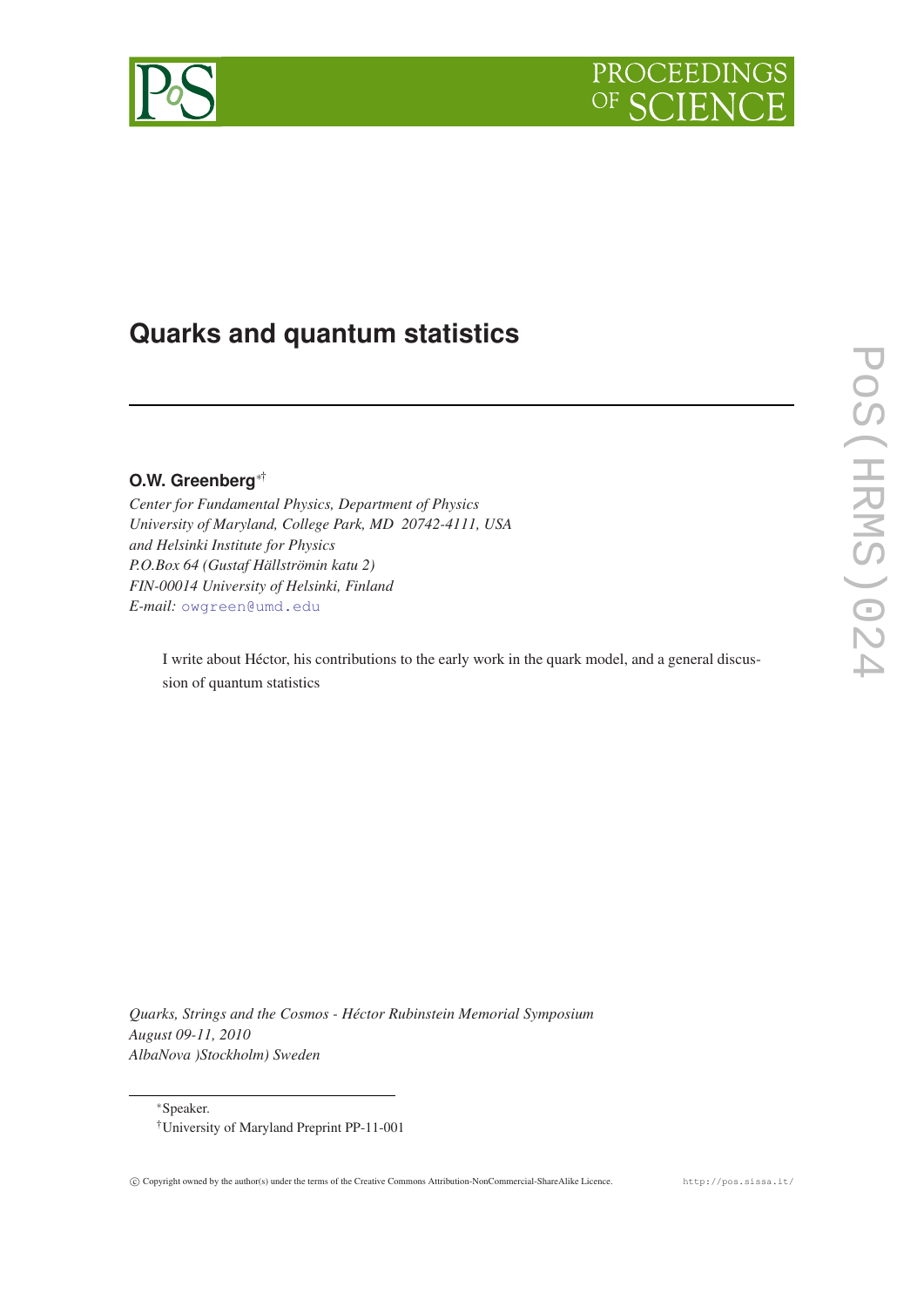# Quarks and quantum statistics

**O.W. Greenberg**[*][†]

*Center for Fundamental Physics, Department of Physics*
*University of Maryland, College Park, MD 20742-4111, USA*
*and Helsinki Institute for Physics*
*P.O.Box 64 (Gustaf Hällströmin katu 2)*
*FIN-00014 University of Helsinki, Finland*
*E-mail:* owgreen@umd.edu

I write about Héctor, his contributions to the early work in the quark model, and a general discussion of quantum statistics

*Quarks, Strings and the Cosmos - Héctor Rubinstein Memorial Symposium*
*August 09-11, 2010*
*AlbaNova )Stockholm) Sweden*

[*]Speaker.
[†]University of Maryland Preprint PP-11-001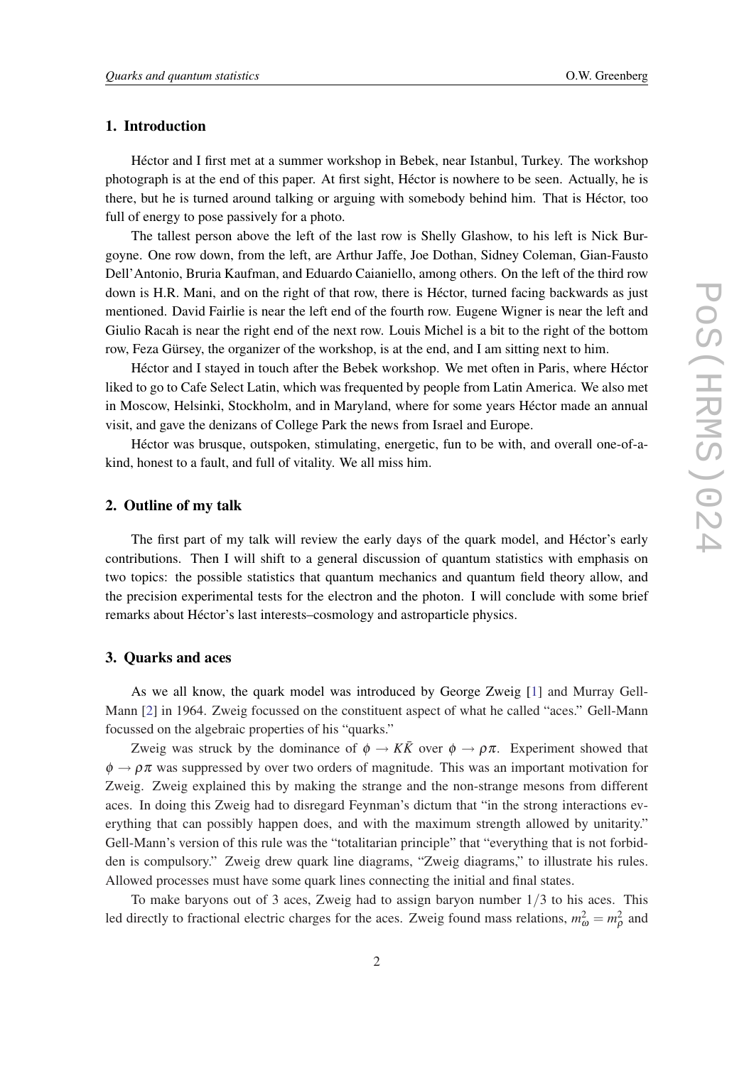## 1. Introduction

Héctor and I first met at a summer workshop in Bebek, near Istanbul, Turkey. The workshop photograph is at the end of this paper. At first sight, Héctor is nowhere to be seen. Actually, he is there, but he is turned around talking or arguing with somebody behind him. That is Héctor, too full of energy to pose passively for a photo.

The tallest person above the left of the last row is Shelly Glashow, to his left is Nick Burgoyne. One row down, from the left, are Arthur Jaffe, Joe Dothan, Sidney Coleman, Gian-Fausto Dell'Antonio, Bruria Kaufman, and Eduardo Caianiello, among others. On the left of the third row down is H.R. Mani, and on the right of that row, there is Héctor, turned facing backwards as just mentioned. David Fairlie is near the left end of the fourth row. Eugene Wigner is near the left and Giulio Racah is near the right end of the next row. Louis Michel is a bit to the right of the bottom row, Feza Gürsey, the organizer of the workshop, is at the end, and I am sitting next to him.

Héctor and I stayed in touch after the Bebek workshop. We met often in Paris, where Héctor liked to go to Cafe Select Latin, which was frequented by people from Latin America. We also met in Moscow, Helsinki, Stockholm, and in Maryland, where for some years Héctor made an annual visit, and gave the denizans of College Park the news from Israel and Europe.

Héctor was brusque, outspoken, stimulating, energetic, fun to be with, and overall one-of-a-kind, honest to a fault, and full of vitality. We all miss him.

## 2. Outline of my talk

The first part of my talk will review the early days of the quark model, and Héctor's early contributions. Then I will shift to a general discussion of quantum statistics with emphasis on two topics: the possible statistics that quantum mechanics and quantum field theory allow, and the precision experimental tests for the electron and the photon. I will conclude with some brief remarks about Héctor's last interests–cosmology and astroparticle physics.

## 3. Quarks and aces

As we all know, the quark model was introduced by George Zweig [1] and Murray Gell-Mann [2] in 1964. Zweig focussed on the constituent aspect of what he called "aces." Gell-Mann focussed on the algebraic properties of his "quarks."

Zweig was struck by the dominance of $\phi \to K\bar{K}$ over $\phi \to \rho\pi$. Experiment showed that $\phi \to \rho\pi$ was suppressed by over two orders of magnitude. This was an important motivation for Zweig. Zweig explained this by making the strange and the non-strange mesons from different aces. In doing this Zweig had to disregard Feynman's dictum that "in the strong interactions everything that can possibly happen does, and with the maximum strength allowed by unitarity." Gell-Mann's version of this rule was the "totalitarian principle" that "everything that is not forbidden is compulsory." Zweig drew quark line diagrams, "Zweig diagrams," to illustrate his rules. Allowed processes must have some quark lines connecting the initial and final states.

To make baryons out of 3 aces, Zweig had to assign baryon number $1/3$ to his aces. This led directly to fractional electric charges for the aces. Zweig found mass relations, $m_\omega^2 = m_\rho^2$ and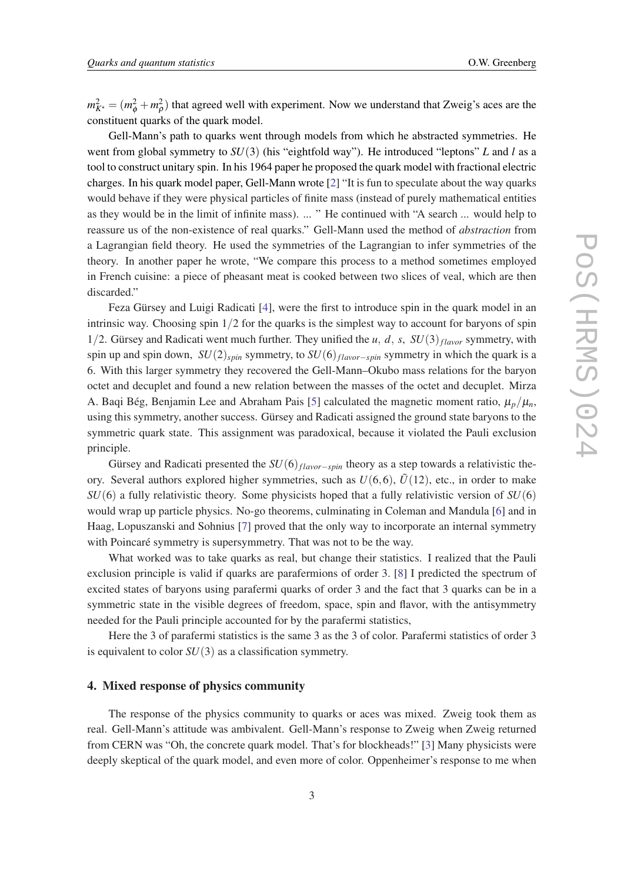$m_{K^*}^2 = (m_\phi^2 + m_\rho^2)$ that agreed well with experiment. Now we understand that Zweig's aces are the constituent quarks of the quark model.

Gell-Mann's path to quarks went through models from which he abstracted symmetries. He went from global symmetry to $SU(3)$ (his "eightfold way"). He introduced "leptons" $L$ and $l$ as a tool to construct unitary spin. In his 1964 paper he proposed the quark model with fractional electric charges. In his quark model paper, Gell-Mann wrote [2] "It is fun to speculate about the way quarks would behave if they were physical particles of finite mass (instead of purely mathematical entities as they would be in the limit of infinite mass). ... " He continued with "A search ... would help to reassure us of the non-existence of real quarks." Gell-Mann used the method of *abstraction* from a Lagrangian field theory. He used the symmetries of the Lagrangian to infer symmetries of the theory. In another paper he wrote, "We compare this process to a method sometimes employed in French cuisine: a piece of pheasant meat is cooked between two slices of veal, which are then discarded."

Feza Gürsey and Luigi Radicati [4], were the first to introduce spin in the quark model in an intrinsic way. Choosing spin $1/2$ for the quarks is the simplest way to account for baryons of spin $1/2$. Gürsey and Radicati went much further. They unified the $u,\ d,\ s,\ SU(3)_{flavor}$ symmetry, with spin up and spin down, $SU(2)_{spin}$ symmetry, to $SU(6)_{flavor-spin}$ symmetry in which the quark is a 6. With this larger symmetry they recovered the Gell-Mann–Okubo mass relations for the baryon octet and decuplet and found a new relation between the masses of the octet and decuplet. Mirza A. Baqi Bég, Benjamin Lee and Abraham Pais [5] calculated the magnetic moment ratio, $\mu_p/\mu_n$, using this symmetry, another success. Gürsey and Radicati assigned the ground state baryons to the symmetric quark state. This assignment was paradoxical, because it violated the Pauli exclusion principle.

Gürsey and Radicati presented the $SU(6)_{flavor-spin}$ theory as a step towards a relativistic theory. Several authors explored higher symmetries, such as $U(6,6)$, $\tilde{U}(12)$, etc., in order to make $SU(6)$ a fully relativistic theory. Some physicists hoped that a fully relativistic version of $SU(6)$ would wrap up particle physics. No-go theorems, culminating in Coleman and Mandula [6] and in Haag, Lopuszanski and Sohnius [7] proved that the only way to incorporate an internal symmetry with Poincaré symmetry is supersymmetry. That was not to be the way.

What worked was to take quarks as real, but change their statistics. I realized that the Pauli exclusion principle is valid if quarks are parafermions of order 3. [8] I predicted the spectrum of excited states of baryons using parafermi quarks of order 3 and the fact that 3 quarks can be in a symmetric state in the visible degrees of freedom, space, spin and flavor, with the antisymmetry needed for the Pauli principle accounted for by the parafermi statistics,

Here the 3 of parafermi statistics is the same 3 as the 3 of color. Parafermi statistics of order 3 is equivalent to color $SU(3)$ as a classification symmetry.

## 4. Mixed response of physics community

The response of the physics community to quarks or aces was mixed. Zweig took them as real. Gell-Mann's attitude was ambivalent. Gell-Mann's response to Zweig when Zweig returned from CERN was "Oh, the concrete quark model. That's for blockheads!" [3] Many physicists were deeply skeptical of the quark model, and even more of color. Oppenheimer's response to me when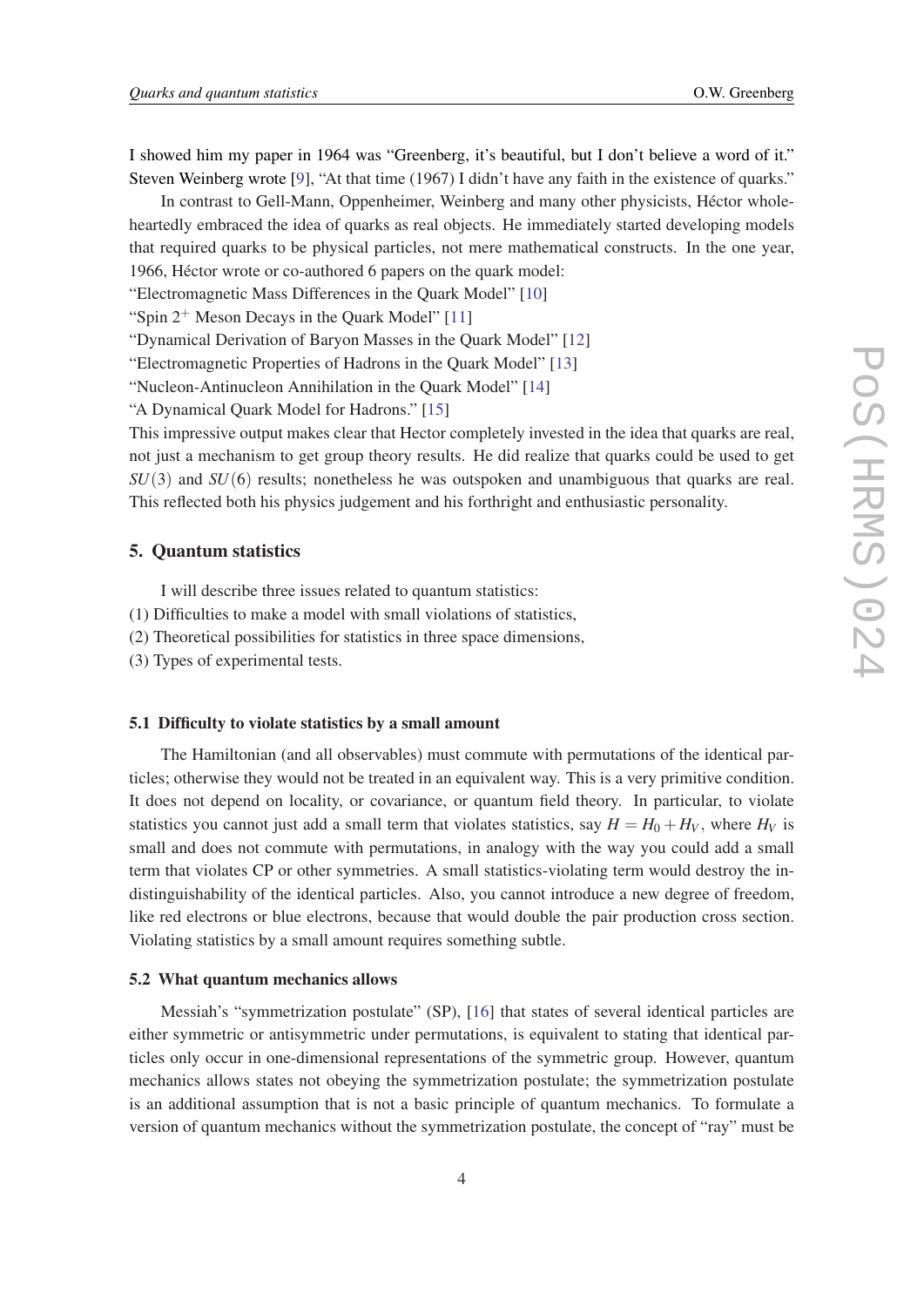I showed him my paper in 1964 was "Greenberg, it's beautiful, but I don't believe a word of it." Steven Weinberg wrote [9], "At that time (1967) I didn't have any faith in the existence of quarks."

In contrast to Gell-Mann, Oppenheimer, Weinberg and many other physicists, Héctor whole-heartedly embraced the idea of quarks as real objects. He immediately started developing models that required quarks to be physical particles, not mere mathematical constructs. In the one year, 1966, Héctor wrote or co-authored 6 papers on the quark model:
"Electromagnetic Mass Differences in the Quark Model" [10]
"Spin $2^+$ Meson Decays in the Quark Model" [11]
"Dynamical Derivation of Baryon Masses in the Quark Model" [12]
"Electromagnetic Properties of Hadrons in the Quark Model" [13]
"Nucleon-Antinucleon Annihilation in the Quark Model" [14]
"A Dynamical Quark Model for Hadrons." [15]
This impressive output makes clear that Hector completely invested in the idea that quarks are real, not just a mechanism to get group theory results. He did realize that quarks could be used to get $SU(3)$ and $SU(6)$ results; nonetheless he was outspoken and unambiguous that quarks are real. This reflected both his physics judgement and his forthright and enthusiastic personality.

## 5. Quantum statistics

I will describe three issues related to quantum statistics:
(1) Difficulties to make a model with small violations of statistics,
(2) Theoretical possibilities for statistics in three space dimensions,
(3) Types of experimental tests.

### 5.1 Difficulty to violate statistics by a small amount

The Hamiltonian (and all observables) must commute with permutations of the identical particles; otherwise they would not be treated in an equivalent way. This is a very primitive condition. It does not depend on locality, or covariance, or quantum field theory. In particular, to violate statistics you cannot just add a small term that violates statistics, say $H = H_0 + H_V$, where $H_V$ is small and does not commute with permutations, in analogy with the way you could add a small term that violates CP or other symmetries. A small statistics-violating term would destroy the indistinguishability of the identical particles. Also, you cannot introduce a new degree of freedom, like red electrons or blue electrons, because that would double the pair production cross section. Violating statistics by a small amount requires something subtle.

### 5.2 What quantum mechanics allows

Messiah's "symmetrization postulate" (SP), [16] that states of several identical particles are either symmetric or antisymmetric under permutations, is equivalent to stating that identical particles only occur in one-dimensional representations of the symmetric group. However, quantum mechanics allows states not obeying the symmetrization postulate; the symmetrization postulate is an additional assumption that is not a basic principle of quantum mechanics. To formulate a version of quantum mechanics without the symmetrization postulate, the concept of "ray" must be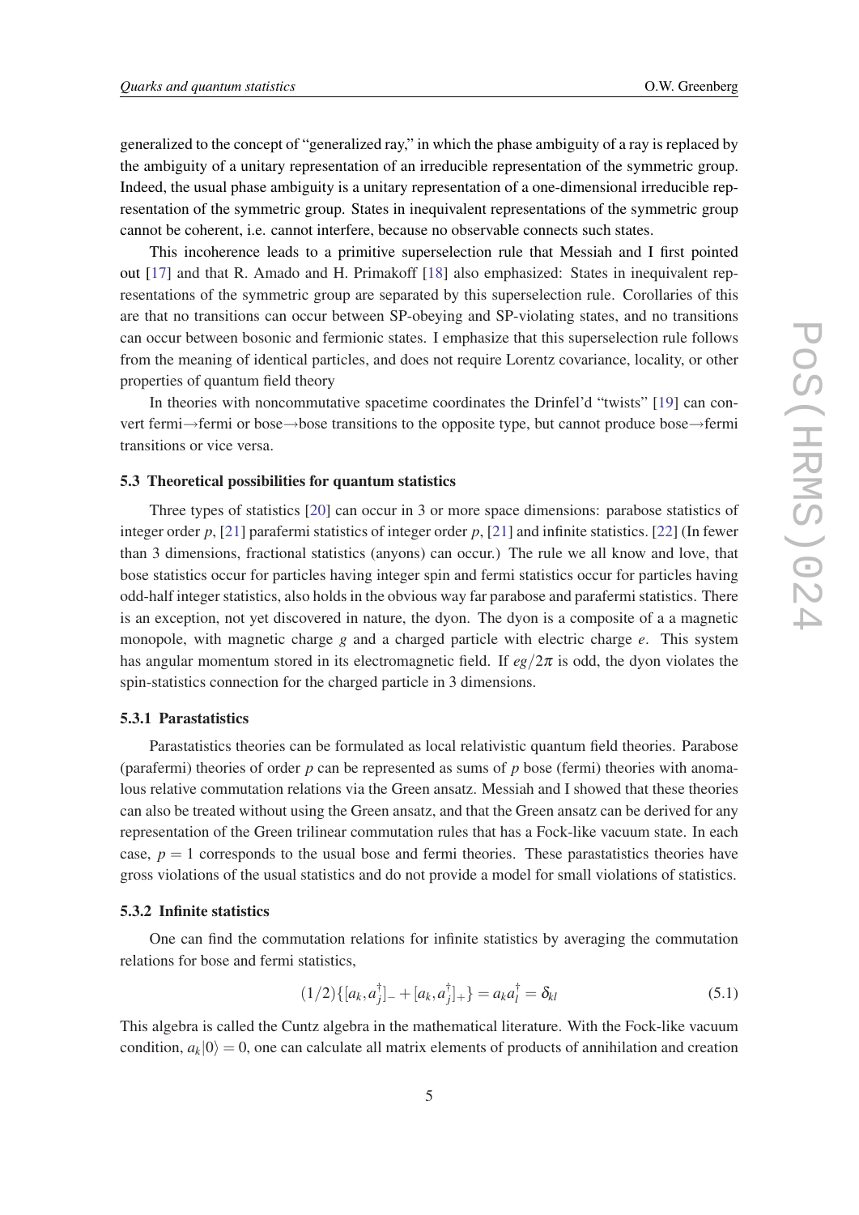generalized to the concept of "generalized ray," in which the phase ambiguity of a ray is replaced by the ambiguity of a unitary representation of an irreducible representation of the symmetric group. Indeed, the usual phase ambiguity is a unitary representation of a one-dimensional irreducible representation of the symmetric group. States in inequivalent representations of the symmetric group cannot be coherent, i.e. cannot interfere, because no observable connects such states.

This incoherence leads to a primitive superselection rule that Messiah and I first pointed out [17] and that R. Amado and H. Primakoff [18] also emphasized: States in inequivalent representations of the symmetric group are separated by this superselection rule. Corollaries of this are that no transitions can occur between SP-obeying and SP-violating states, and no transitions can occur between bosonic and fermionic states. I emphasize that this superselection rule follows from the meaning of identical particles, and does not require Lorentz covariance, locality, or other properties of quantum field theory

In theories with noncommutative spacetime coordinates the Drinfel'd "twists" [19] can convert fermi→fermi or bose→bose transitions to the opposite type, but cannot produce bose→fermi transitions or vice versa.

### 5.3 Theoretical possibilities for quantum statistics

Three types of statistics [20] can occur in 3 or more space dimensions: parabose statistics of integer order $p$, [21] parafermi statistics of integer order $p$, [21] and infinite statistics. [22] (In fewer than 3 dimensions, fractional statistics (anyons) can occur.) The rule we all know and love, that bose statistics occur for particles having integer spin and fermi statistics occur for particles having odd-half integer statistics, also holds in the obvious way far parabose and parafermi statistics. There is an exception, not yet discovered in nature, the dyon. The dyon is a composite of a a magnetic monopole, with magnetic charge $g$ and a charged particle with electric charge $e$. This system has angular momentum stored in its electromagnetic field. If $eg/2\pi$ is odd, the dyon violates the spin-statistics connection for the charged particle in 3 dimensions.

#### 5.3.1 Parastatistics

Parastatistics theories can be formulated as local relativistic quantum field theories. Parabose (parafermi) theories of order $p$ can be represented as sums of $p$ bose (fermi) theories with anomalous relative commutation relations via the Green ansatz. Messiah and I showed that these theories can also be treated without using the Green ansatz, and that the Green ansatz can be derived for any representation of the Green trilinear commutation rules that has a Fock-like vacuum state. In each case, $p = 1$ corresponds to the usual bose and fermi theories. These parastatistics theories have gross violations of the usual statistics and do not provide a model for small violations of statistics.

#### 5.3.2 Infinite statistics

One can find the commutation relations for infinite statistics by averaging the commutation relations for bose and fermi statistics,

$$(1/2)\{[a_k, a_j^\dagger]_- + [a_k, a_j^\dagger]_+\} = a_k a_l^\dagger = \delta_{kl} \tag{5.1}$$

This algebra is called the Cuntz algebra in the mathematical literature. With the Fock-like vacuum condition, $a_k|0\rangle = 0$, one can calculate all matrix elements of products of annihilation and creation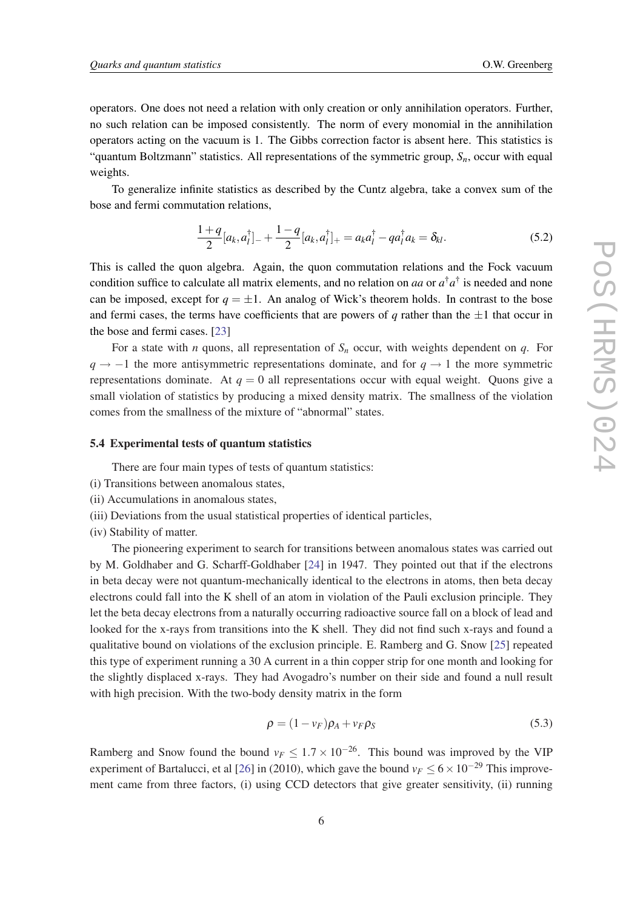operators. One does not need a relation with only creation or only annihilation operators. Further, no such relation can be imposed consistently. The norm of every monomial in the annihilation operators acting on the vacuum is 1. The Gibbs correction factor is absent here. This statistics is "quantum Boltzmann" statistics. All representations of the symmetric group, $S_n$, occur with equal weights.

To generalize infinite statistics as described by the Cuntz algebra, take a convex sum of the bose and fermi commutation relations,

$$\frac{1+q}{2}[a_k, a_l^\dagger]_- + \frac{1-q}{2}[a_k, a_l^\dagger]_+ = a_k a_l^\dagger - q a_l^\dagger a_k = \delta_{kl}. \tag{5.2}$$

This is called the quon algebra. Again, the quon commutation relations and the Fock vacuum condition suffice to calculate all matrix elements, and no relation on $aa$ or $a^\dagger a^\dagger$ is needed and none can be imposed, except for $q = \pm 1$. An analog of Wick's theorem holds. In contrast to the bose and fermi cases, the terms have coefficients that are powers of $q$ rather than the $\pm 1$ that occur in the bose and fermi cases. [23]

For a state with $n$ quons, all representation of $S_n$ occur, with weights dependent on $q$. For $q \to -1$ the more antisymmetric representations dominate, and for $q \to 1$ the more symmetric representations dominate. At $q = 0$ all representations occur with equal weight. Quons give a small violation of statistics by producing a mixed density matrix. The smallness of the violation comes from the smallness of the mixture of "abnormal" states.

### 5.4 Experimental tests of quantum statistics

There are four main types of tests of quantum statistics:

(i) Transitions between anomalous states,

(ii) Accumulations in anomalous states,

(iii) Deviations from the usual statistical properties of identical particles,

(iv) Stability of matter.

The pioneering experiment to search for transitions between anomalous states was carried out by M. Goldhaber and G. Scharff-Goldhaber [24] in 1947. They pointed out that if the electrons in beta decay were not quantum-mechanically identical to the electrons in atoms, then beta decay electrons could fall into the K shell of an atom in violation of the Pauli exclusion principle. They let the beta decay electrons from a naturally occurring radioactive source fall on a block of lead and looked for the x-rays from transitions into the K shell. They did not find such x-rays and found a qualitative bound on violations of the exclusion principle. E. Ramberg and G. Snow [25] repeated this type of experiment running a 30 A current in a thin copper strip for one month and looking for the slightly displaced x-rays. They had Avogadro's number on their side and found a null result with high precision. With the two-body density matrix in the form

$$\rho = (1 - v_F)\rho_A + v_F \rho_S \tag{5.3}$$

Ramberg and Snow found the bound $v_F \leq 1.7 \times 10^{-26}$. This bound was improved by the VIP experiment of Bartalucci, et al [26] in (2010), which gave the bound $v_F \leq 6 \times 10^{-29}$ This improvement came from three factors, (i) using CCD detectors that give greater sensitivity, (ii) running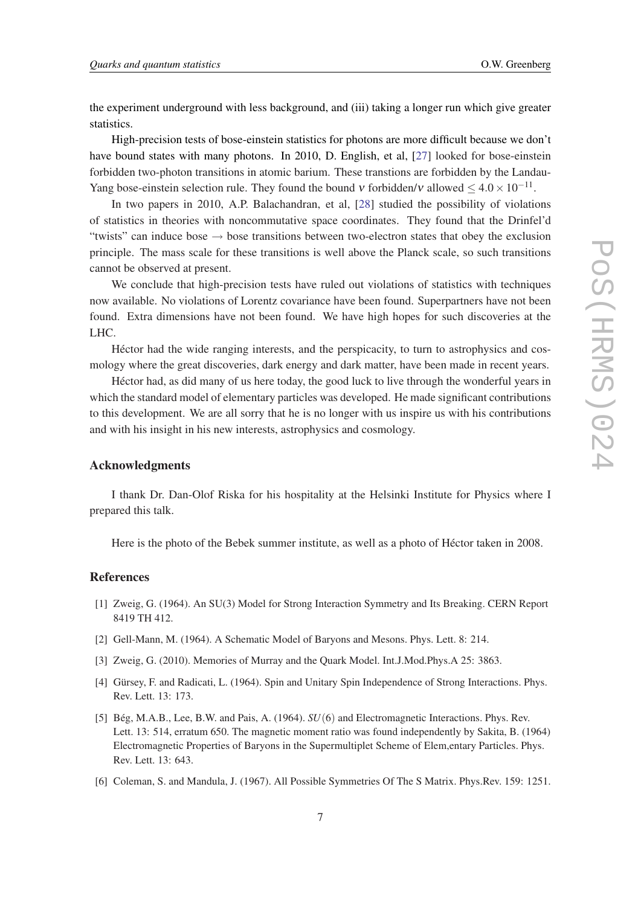the experiment underground with less background, and (iii) taking a longer run which give greater statistics.

High-precision tests of bose-einstein statistics for photons are more difficult because we don't have bound states with many photons. In 2010, D. English, et al, [27] looked for bose-einstein forbidden two-photon transitions in atomic barium. These transtions are forbidden by the Landau-Yang bose-einstein selection rule. They found the bound $\nu$ forbidden/$\nu$ allowed $\leq 4.0 \times 10^{-11}$.

In two papers in 2010, A.P. Balachandran, et al, [28] studied the possibility of violations of statistics in theories with noncommutative space coordinates. They found that the Drinfel'd "twists" can induce bose $\rightarrow$ bose transitions between two-electron states that obey the exclusion principle. The mass scale for these transitions is well above the Planck scale, so such transitions cannot be observed at present.

We conclude that high-precision tests have ruled out violations of statistics with techniques now available. No violations of Lorentz covariance have been found. Superpartners have not been found. Extra dimensions have not been found. We have high hopes for such discoveries at the LHC.

Héctor had the wide ranging interests, and the perspicacity, to turn to astrophysics and cosmology where the great discoveries, dark energy and dark matter, have been made in recent years.

Héctor had, as did many of us here today, the good luck to live through the wonderful years in which the standard model of elementary particles was developed. He made significant contributions to this development. We are all sorry that he is no longer with us inspire us with his contributions and with his insight in his new interests, astrophysics and cosmology.

## Acknowledgments

I thank Dr. Dan-Olof Riska for his hospitality at the Helsinki Institute for Physics where I prepared this talk.

Here is the photo of the Bebek summer institute, as well as a photo of Héctor taken in 2008.

## References

[1] Zweig, G. (1964). An SU(3) Model for Strong Interaction Symmetry and Its Breaking. CERN Report 8419 TH 412.

[2] Gell-Mann, M. (1964). A Schematic Model of Baryons and Mesons. Phys. Lett. 8: 214.

[3] Zweig, G. (2010). Memories of Murray and the Quark Model. Int.J.Mod.Phys.A 25: 3863.

[4] Gürsey, F. and Radicati, L. (1964). Spin and Unitary Spin Independence of Strong Interactions. Phys. Rev. Lett. 13: 173.

[5] Bég, M.A.B., Lee, B.W. and Pais, A. (1964). $SU(6)$ and Electromagnetic Interactions. Phys. Rev. Lett. 13: 514, erratum 650. The magnetic moment ratio was found independently by Sakita, B. (1964) Electromagnetic Properties of Baryons in the Supermultiplet Scheme of Elem,entary Particles. Phys. Rev. Lett. 13: 643.

[6] Coleman, S. and Mandula, J. (1967). All Possible Symmetries Of The S Matrix. Phys.Rev. 159: 1251.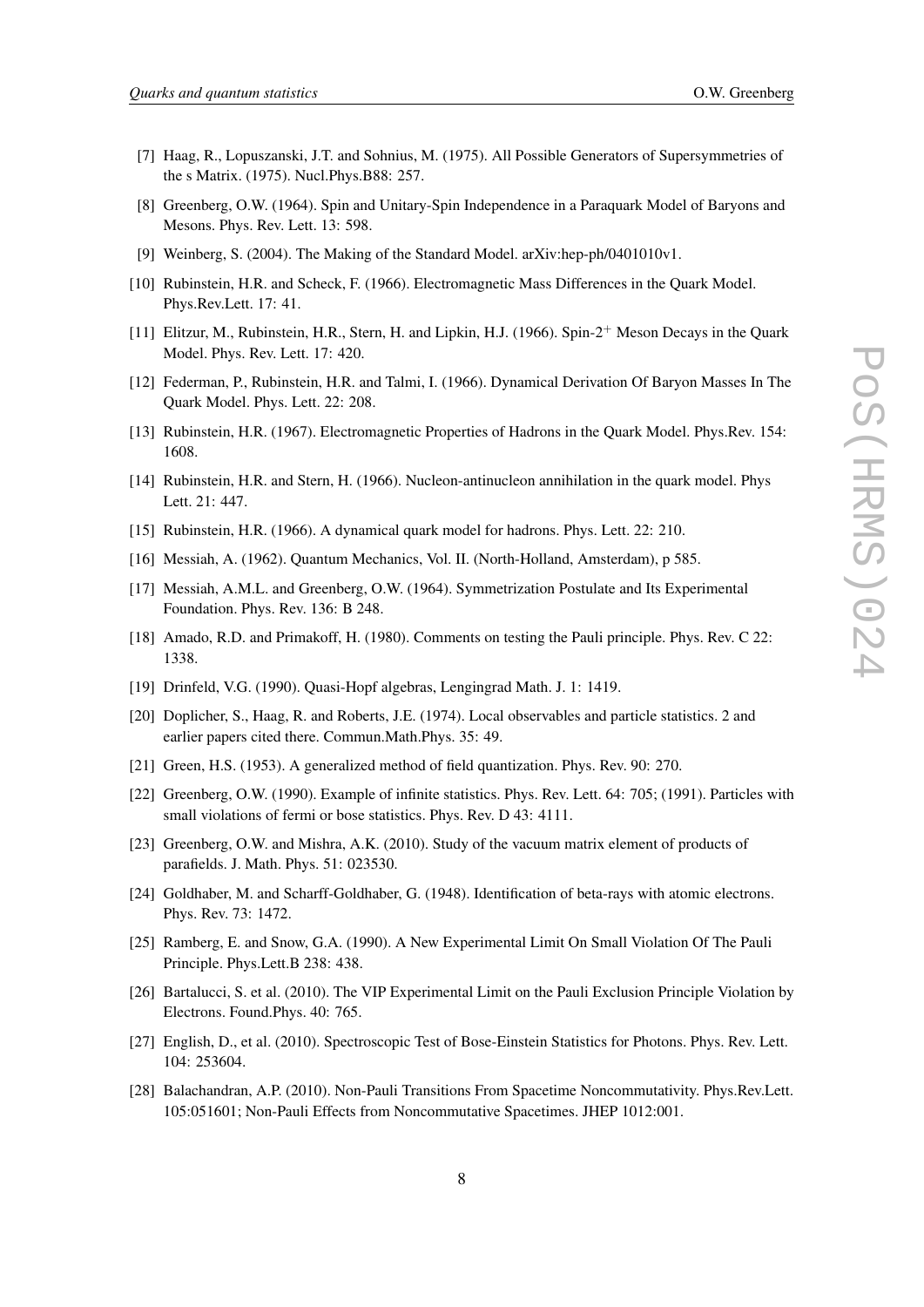[7] Haag, R., Lopuszanski, J.T. and Sohnius, M. (1975). All Possible Generators of Supersymmetries of the s Matrix. (1975). Nucl.Phys.B88: 257.

[8] Greenberg, O.W. (1964). Spin and Unitary-Spin Independence in a Paraquark Model of Baryons and Mesons. Phys. Rev. Lett. 13: 598.

[9] Weinberg, S. (2004). The Making of the Standard Model. arXiv:hep-ph/0401010v1.

[10] Rubinstein, H.R. and Scheck, F. (1966). Electromagnetic Mass Differences in the Quark Model. Phys.Rev.Lett. 17: 41.

[11] Elitzur, M., Rubinstein, H.R., Stern, H. and Lipkin, H.J. (1966). Spin-$2^+$ Meson Decays in the Quark Model. Phys. Rev. Lett. 17: 420.

[12] Federman, P., Rubinstein, H.R. and Talmi, I. (1966). Dynamical Derivation Of Baryon Masses In The Quark Model. Phys. Lett. 22: 208.

[13] Rubinstein, H.R. (1967). Electromagnetic Properties of Hadrons in the Quark Model. Phys.Rev. 154: 1608.

[14] Rubinstein, H.R. and Stern, H. (1966). Nucleon-antinucleon annihilation in the quark model. Phys Lett. 21: 447.

[15] Rubinstein, H.R. (1966). A dynamical quark model for hadrons. Phys. Lett. 22: 210.

[16] Messiah, A. (1962). Quantum Mechanics, Vol. II. (North-Holland, Amsterdam), p 585.

[17] Messiah, A.M.L. and Greenberg, O.W. (1964). Symmetrization Postulate and Its Experimental Foundation. Phys. Rev. 136: B 248.

[18] Amado, R.D. and Primakoff, H. (1980). Comments on testing the Pauli principle. Phys. Rev. C 22: 1338.

[19] Drinfeld, V.G. (1990). Quasi-Hopf algebras, Lengingrad Math. J. 1: 1419.

[20] Doplicher, S., Haag, R. and Roberts, J.E. (1974). Local observables and particle statistics. 2 and earlier papers cited there. Commun.Math.Phys. 35: 49.

[21] Green, H.S. (1953). A generalized method of field quantization. Phys. Rev. 90: 270.

[22] Greenberg, O.W. (1990). Example of infinite statistics. Phys. Rev. Lett. 64: 705; (1991). Particles with small violations of fermi or bose statistics. Phys. Rev. D 43: 4111.

[23] Greenberg, O.W. and Mishra, A.K. (2010). Study of the vacuum matrix element of products of parafields. J. Math. Phys. 51: 023530.

[24] Goldhaber, M. and Scharff-Goldhaber, G. (1948). Identification of beta-rays with atomic electrons. Phys. Rev. 73: 1472.

[25] Ramberg, E. and Snow, G.A. (1990). A New Experimental Limit On Small Violation Of The Pauli Principle. Phys.Lett.B 238: 438.

[26] Bartalucci, S. et al. (2010). The VIP Experimental Limit on the Pauli Exclusion Principle Violation by Electrons. Found.Phys. 40: 765.

[27] English, D., et al. (2010). Spectroscopic Test of Bose-Einstein Statistics for Photons. Phys. Rev. Lett. 104: 253604.

[28] Balachandran, A.P. (2010). Non-Pauli Transitions From Spacetime Noncommutativity. Phys.Rev.Lett. 105:051601; Non-Pauli Effects from Noncommutative Spacetimes. JHEP 1012:001.